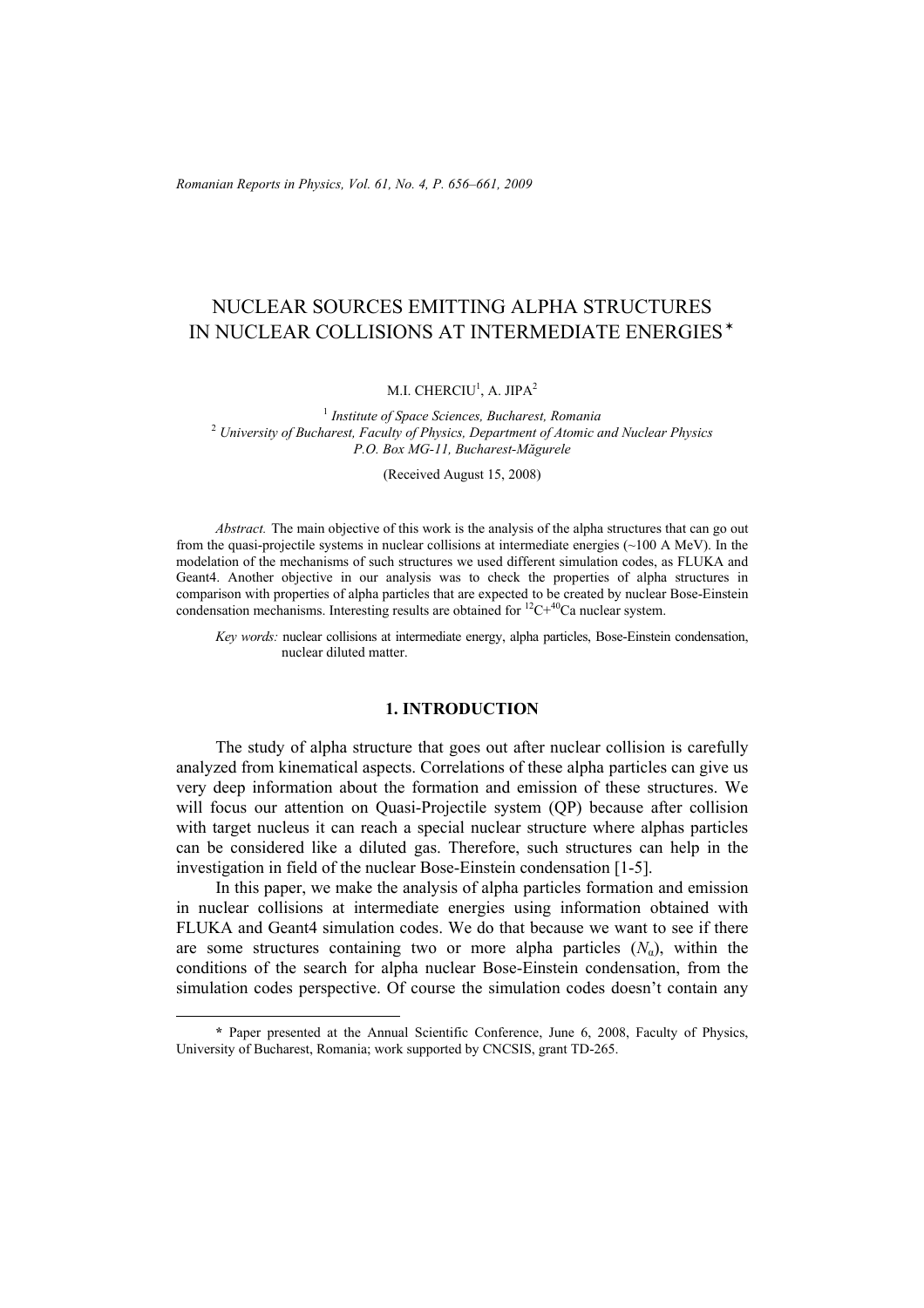# NUCLEAR SOURCES EMITTING ALPHA STRUCTURES IN NUCLEAR COLLISIONS AT INTERMEDIATE ENERGIES*

M.I. CHERCIU[1], A. JIPA[2]

[1] *Institute of Space Sciences, Bucharest, Romania*
[2] *University of Bucharest, Faculty of Physics, Department of Atomic and Nuclear Physics P.O. Box MG-11, Bucharest-Măgurele*

(Received August 15, 2008)

*Abstract.* The main objective of this work is the analysis of the alpha structures that can go out from the quasi-projectile systems in nuclear collisions at intermediate energies (~100 A MeV). In the modelation of the mechanisms of such structures we used different simulation codes, as FLUKA and Geant4. Another objective in our analysis was to check the properties of alpha structures in comparison with properties of alpha particles that are expected to be created by nuclear Bose-Einstein condensation mechanisms. Interesting results are obtained for $^{12}C+^{40}Ca$ nuclear system.

*Key words:* nuclear collisions at intermediate energy, alpha particles, Bose-Einstein condensation, nuclear diluted matter.

## 1. INTRODUCTION

The study of alpha structure that goes out after nuclear collision is carefully analyzed from kinematical aspects. Correlations of these alpha particles can give us very deep information about the formation and emission of these structures. We will focus our attention on Quasi-Projectile system (QP) because after collision with target nucleus it can reach a special nuclear structure where alphas particles can be considered like a diluted gas. Therefore, such structures can help in the investigation in field of the nuclear Bose-Einstein condensation [1-5].

In this paper, we make the analysis of alpha particles formation and emission in nuclear collisions at intermediate energies using information obtained with FLUKA and Geant4 simulation codes. We do that because we want to see if there are some structures containing two or more alpha particles ($N_\alpha$), within the conditions of the search for alpha nuclear Bose-Einstein condensation, from the simulation codes perspective. Of course the simulation codes doesn't contain any

* Paper presented at the Annual Scientific Conference, June 6, 2008, Faculty of Physics, University of Bucharest, Romania; work supported by CNCSIS, grant TD-265.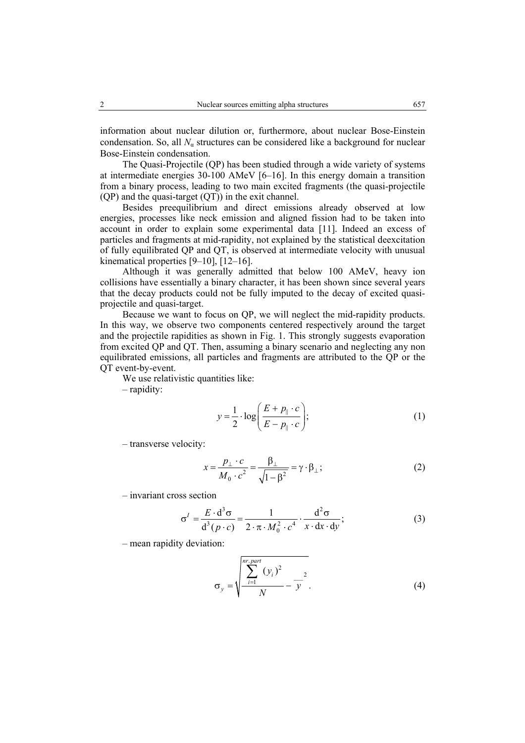information about nuclear dilution or, furthermore, about nuclear Bose-Einstein condensation. So, all $N_\alpha$ structures can be considered like a background for nuclear Bose-Einstein condensation.

The Quasi-Projectile (QP) has been studied through a wide variety of systems at intermediate energies 30-100 AMeV [6–16]. In this energy domain a transition from a binary process, leading to two main excited fragments (the quasi-projectile (QP) and the quasi-target (QT)) in the exit channel.

Besides preequilibrium and direct emissions already observed at low energies, processes like neck emission and aligned fission had to be taken into account in order to explain some experimental data [11]. Indeed an excess of particles and fragments at mid-rapidity, not explained by the statistical deexcitation of fully equilibrated QP and QT, is observed at intermediate velocity with unusual kinematical properties [9–10], [12–16].

Although it was generally admitted that below 100 AMeV, heavy ion collisions have essentially a binary character, it has been shown since several years that the decay products could not be fully imputed to the decay of excited quasi-projectile and quasi-target.

Because we want to focus on QP, we will neglect the mid-rapidity products. In this way, we observe two components centered respectively around the target and the projectile rapidities as shown in Fig. 1. This strongly suggests evaporation from excited QP and QT. Then, assuming a binary scenario and neglecting any non equilibrated emissions, all particles and fragments are attributed to the QP or the QT event-by-event.

We use relativistic quantities like:

– rapidity:

$$y = \frac{1}{2} \cdot \log\left(\frac{E + p_{\parallel} \cdot c}{E - p_{\parallel} \cdot c}\right); \tag{1}$$

– transverse velocity:

$$x = \frac{p_{\perp} \cdot c}{M_0 \cdot c^2} = \frac{\beta_{\perp}}{\sqrt{1-\beta^2}} = \gamma \cdot \beta_{\perp}; \tag{2}$$

– invariant cross section

$$\sigma^I = \frac{E \cdot \mathrm{d}^3\sigma}{\mathrm{d}^3(p \cdot c)} = \frac{1}{2 \cdot \pi \cdot M_0^2 \cdot c^4} \cdot \frac{\mathrm{d}^2\sigma}{x \cdot \mathrm{d}x \cdot \mathrm{d}y}; \tag{3}$$

– mean rapidity deviation:

$$\sigma_y = \sqrt{\frac{\sum_{i=1}^{nr.part} (y_i)^2}{N} - \overline{y}^2}. \tag{4}$$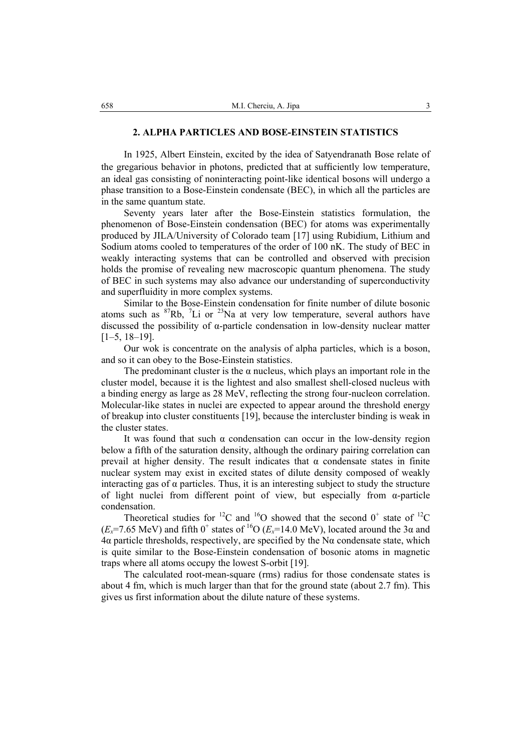## 2. ALPHA PARTICLES AND BOSE-EINSTEIN STATISTICS

In 1925, Albert Einstein, excited by the idea of Satyendranath Bose relate of the gregarious behavior in photons, predicted that at sufficiently low temperature, an ideal gas consisting of noninteracting point-like identical bosons will undergo a phase transition to a Bose-Einstein condensate (BEC), in which all the particles are in the same quantum state.

Seventy years later after the Bose-Einstein statistics formulation, the phenomenon of Bose-Einstein condensation (BEC) for atoms was experimentally produced by JILA/University of Colorado team [17] using Rubidium, Lithium and Sodium atoms cooled to temperatures of the order of 100 nK. The study of BEC in weakly interacting systems that can be controlled and observed with precision holds the promise of revealing new macroscopic quantum phenomena. The study of BEC in such systems may also advance our understanding of superconductivity and superfluidity in more complex systems.

Similar to the Bose-Einstein condensation for finite number of dilute bosonic atoms such as $^{87}$Rb, $^{7}$Li or $^{23}$Na at very low temperature, several authors have discussed the possibility of α-particle condensation in low-density nuclear matter [1–5, 18–19].

Our wok is concentrate on the analysis of alpha particles, which is a boson, and so it can obey to the Bose-Einstein statistics.

The predominant cluster is the α nucleus, which plays an important role in the cluster model, because it is the lightest and also smallest shell-closed nucleus with a binding energy as large as 28 MeV, reflecting the strong four-nucleon correlation. Molecular-like states in nuclei are expected to appear around the threshold energy of breakup into cluster constituents [19], because the intercluster binding is weak in the cluster states.

It was found that such α condensation can occur in the low-density region below a fifth of the saturation density, although the ordinary pairing correlation can prevail at higher density. The result indicates that α condensate states in finite nuclear system may exist in excited states of dilute density composed of weakly interacting gas of α particles. Thus, it is an interesting subject to study the structure of light nuclei from different point of view, but especially from α-particle condensation.

Theoretical studies for $^{12}$C and $^{16}$O showed that the second $0^+$ state of $^{12}$C ($E_x$=7.65 MeV) and fifth $0^+$ states of $^{16}$O ($E_x$=14.0 MeV), located around the 3α and 4α particle thresholds, respectively, are specified by the Nα condensate state, which is quite similar to the Bose-Einstein condensation of bosonic atoms in magnetic traps where all atoms occupy the lowest S-orbit [19].

The calculated root-mean-square (rms) radius for those condensate states is about 4 fm, which is much larger than that for the ground state (about 2.7 fm). This gives us first information about the dilute nature of these systems.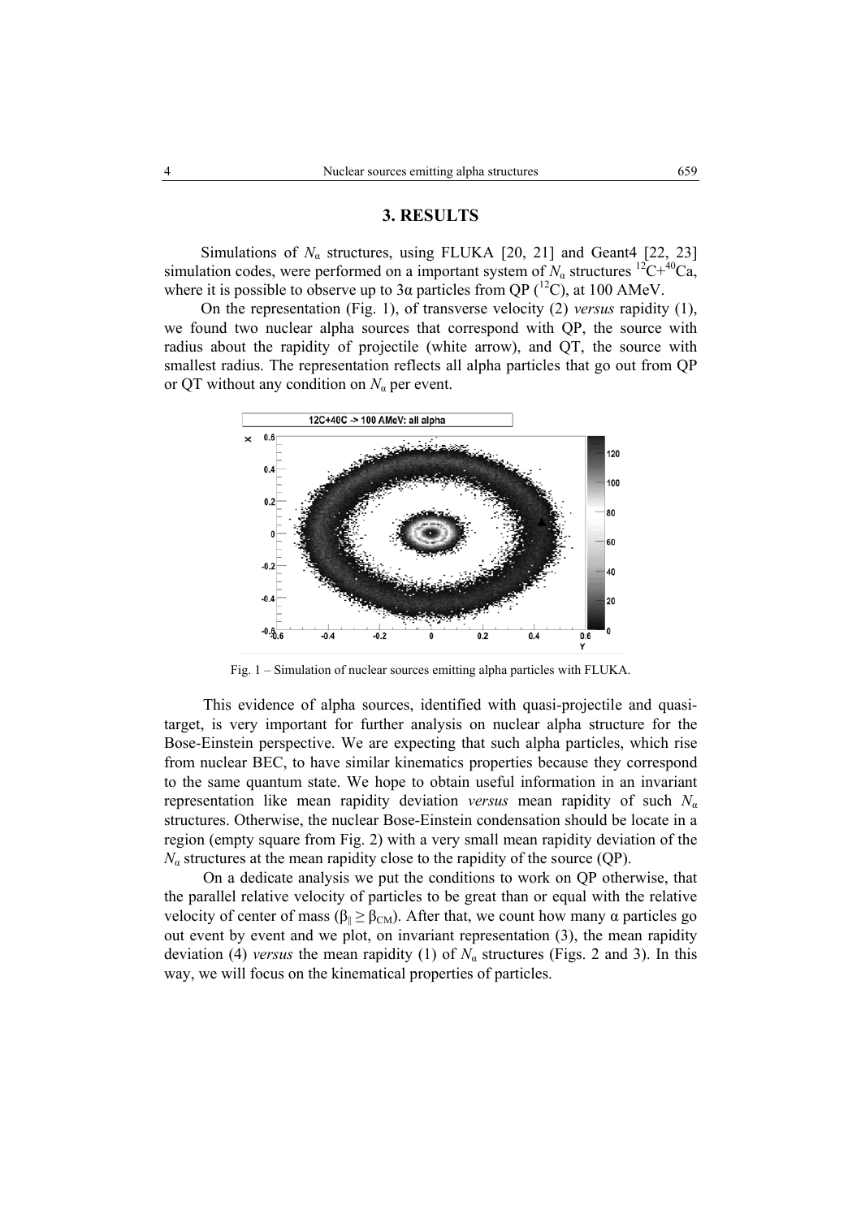## 3. RESULTS

Simulations of $N_{\alpha}$ structures, using FLUKA [20, 21] and Geant4 [22, 23] simulation codes, were performed on a important system of $N_{\alpha}$ structures $^{12}C+^{40}Ca$, where it is possible to observe up to 3α particles from QP ($^{12}C$), at 100 AMeV.

On the representation (Fig. 1), of transverse velocity (2) *versus* rapidity (1), we found two nuclear alpha sources that correspond with QP, the source with radius about the rapidity of projectile (white arrow), and QT, the source with smallest radius. The representation reflects all alpha particles that go out from QP or QT without any condition on $N_{\alpha}$ per event.

Fig. 1 – Simulation of nuclear sources emitting alpha particles with FLUKA.

This evidence of alpha sources, identified with quasi-projectile and quasi-target, is very important for further analysis on nuclear alpha structure for the Bose-Einstein perspective. We are expecting that such alpha particles, which rise from nuclear BEC, to have similar kinematics properties because they correspond to the same quantum state. We hope to obtain useful information in an invariant representation like mean rapidity deviation *versus* mean rapidity of such $N_{\alpha}$ structures. Otherwise, the nuclear Bose-Einstein condensation should be locate in a region (empty square from Fig. 2) with a very small mean rapidity deviation of the $N_{\alpha}$ structures at the mean rapidity close to the rapidity of the source (QP).

On a dedicate analysis we put the conditions to work on QP otherwise, that the parallel relative velocity of particles to be great than or equal with the relative velocity of center of mass ($\beta_{\parallel} \geq \beta_{CM}$). After that, we count how many α particles go out event by event and we plot, on invariant representation (3), the mean rapidity deviation (4) *versus* the mean rapidity (1) of $N_{\alpha}$ structures (Figs. 2 and 3). In this way, we will focus on the kinematical properties of particles.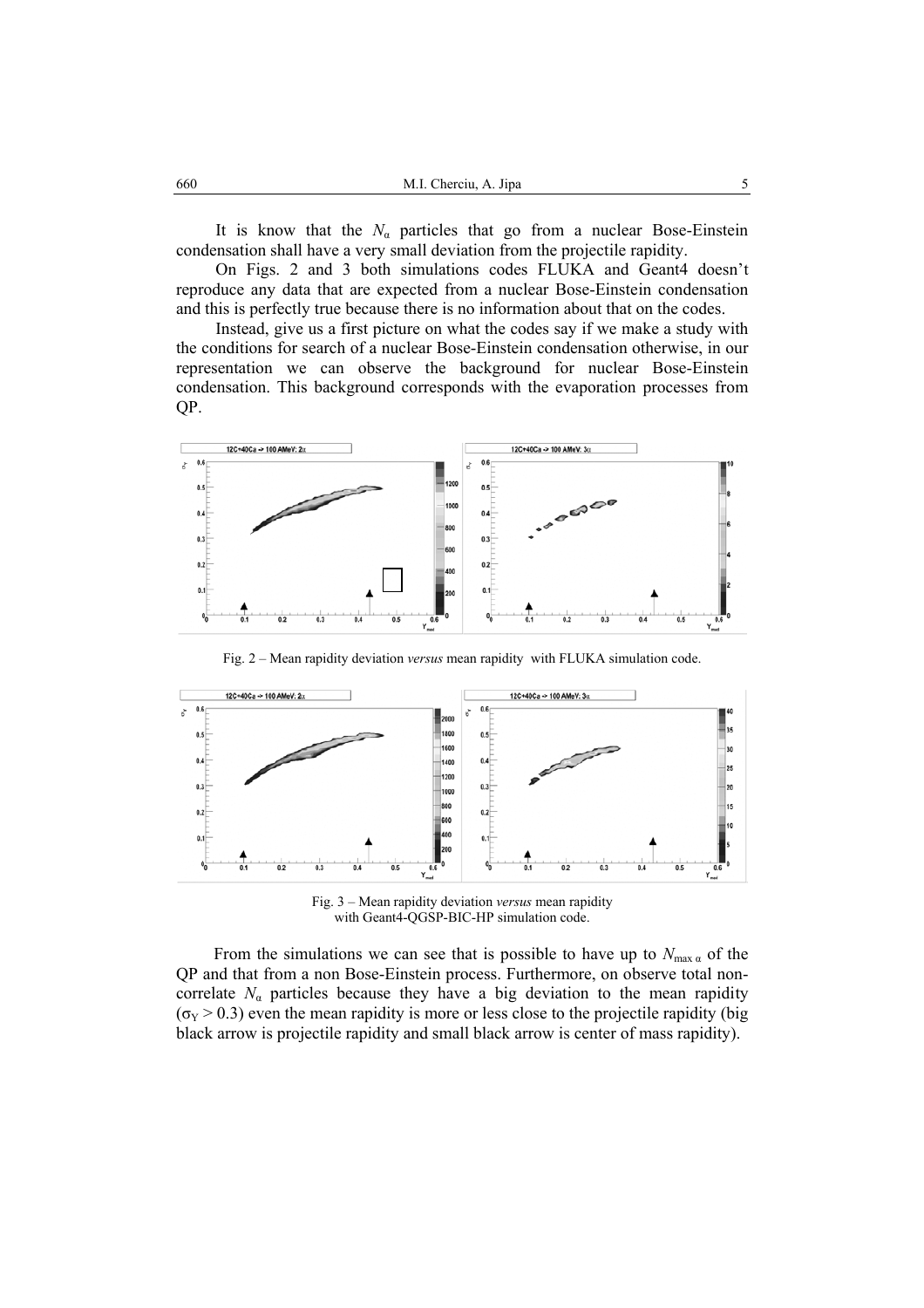It is know that the $N_{\alpha}$ particles that go from a nuclear Bose-Einstein condensation shall have a very small deviation from the projectile rapidity.

On Figs. 2 and 3 both simulations codes FLUKA and Geant4 doesn't reproduce any data that are expected from a nuclear Bose-Einstein condensation and this is perfectly true because there is no information about that on the codes.

Instead, give us a first picture on what the codes say if we make a study with the conditions for search of a nuclear Bose-Einstein condensation otherwise, in our representation we can observe the background for nuclear Bose-Einstein condensation. This background corresponds with the evaporation processes from QP.

Fig. 2 – Mean rapidity deviation *versus* mean rapidity with FLUKA simulation code.

Fig. 3 – Mean rapidity deviation *versus* mean rapidity with Geant4-QGSP-BIC-HP simulation code.

From the simulations we can see that is possible to have up to $N_{\max\,\alpha}$ of the QP and that from a non Bose-Einstein process. Furthermore, on observe total non-correlate $N_{\alpha}$ particles because they have a big deviation to the mean rapidity ($\sigma_Y > 0.3$) even the mean rapidity is more or less close to the projectile rapidity (big black arrow is projectile rapidity and small black arrow is center of mass rapidity).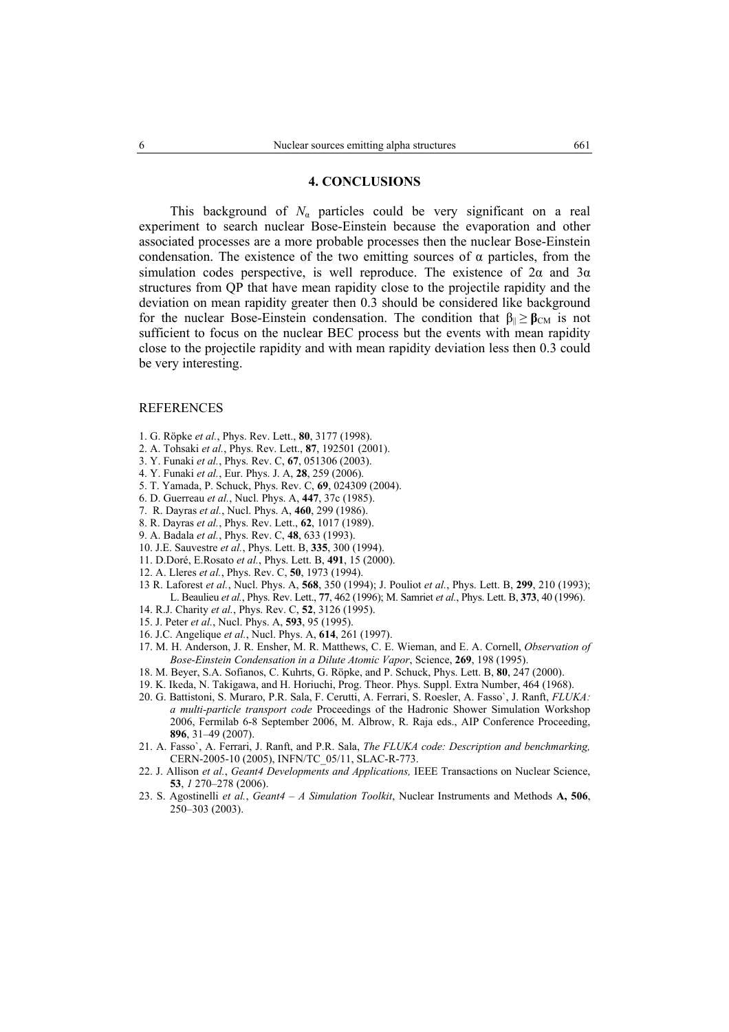## 4. CONCLUSIONS

This background of $N_\alpha$ particles could be very significant on a real experiment to search nuclear Bose-Einstein because the evaporation and other associated processes are a more probable processes then the nuclear Bose-Einstein condensation. The existence of the two emitting sources of $\alpha$ particles, from the simulation codes perspective, is well reproduce. The existence of $2\alpha$ and $3\alpha$ structures from QP that have mean rapidity close to the projectile rapidity and the deviation on mean rapidity greater then 0.3 should be considered like background for the nuclear Bose-Einstein condensation. The condition that $\beta_{\parallel} \geq \boldsymbol{\beta}_{CM}$ is not sufficient to focus on the nuclear BEC process but the events with mean rapidity close to the projectile rapidity and with mean rapidity deviation less then 0.3 could be very interesting.

REFERENCES

1. G. Röpke *et al.*, Phys. Rev. Lett., **80**, 3177 (1998).
2. A. Tohsaki *et al.*, Phys. Rev. Lett., **87**, 192501 (2001).
3. Y. Funaki *et al.*, Phys. Rev. C, **67**, 051306 (2003).
4. Y. Funaki *et al.*, Eur. Phys. J. A, **28**, 259 (2006).
5. T. Yamada, P. Schuck, Phys. Rev. C, **69**, 024309 (2004).
6. D. Guerreau *et al.*, Nucl. Phys. A, **447**, 37c (1985).
7. R. Dayras *et al.*, Nucl. Phys. A, **460**, 299 (1986).
8. R. Dayras *et al.*, Phys. Rev. Lett., **62**, 1017 (1989).
9. A. Badala *et al.*, Phys. Rev. C, **48**, 633 (1993).
10. J.E. Sauvestre *et al.*, Phys. Lett. B, **335**, 300 (1994).
11. D.Doré, E.Rosato *et al.*, Phys. Lett. B, **491**, 15 (2000).
12. A. Lleres *et al.*, Phys. Rev. C, **50**, 1973 (1994).
13. R. Laforest *et al.*, Nucl. Phys. A, **568**, 350 (1994); J. Pouliot *et al.*, Phys. Lett. B, **299**, 210 (1993); L. Beaulieu *et al.*, Phys. Rev. Lett., **77**, 462 (1996); M. Samriet *et al.*, Phys. Lett. B, **373**, 40 (1996).
14. R.J. Charity *et al.*, Phys. Rev. C, **52**, 3126 (1995).
15. J. Peter *et al.*, Nucl. Phys. A, **593**, 95 (1995).
16. J.C. Angelique *et al.*, Nucl. Phys. A, **614**, 261 (1997).
17. M. H. Anderson, J. R. Ensher, M. R. Matthews, C. E. Wieman, and E. A. Cornell, *Observation of Bose-Einstein Condensation in a Dilute Atomic Vapor*, Science, **269**, 198 (1995).
18. M. Beyer, S.A. Sofianos, C. Kuhrts, G. Röpke, and P. Schuck, Phys. Lett. B, **80**, 247 (2000).
19. K. Ikeda, N. Takigawa, and H. Horiuchi, Prog. Theor. Phys. Suppl. Extra Number, 464 (1968).
20. G. Battistoni, S. Muraro, P.R. Sala, F. Cerutti, A. Ferrari, S. Roesler, A. Fasso`, J. Ranft, *FLUKA: a multi-particle transport code* Proceedings of the Hadronic Shower Simulation Workshop 2006, Fermilab 6-8 September 2006, M. Albrow, R. Raja eds., AIP Conference Proceeding, **896**, 31–49 (2007).
21. A. Fasso`, A. Ferrari, J. Ranft, and P.R. Sala, *The FLUKA code: Description and benchmarking,* CERN-2005-10 (2005), INFN/TC_05/11, SLAC-R-773.
22. J. Allison *et al.*, *Geant4 Developments and Applications,* IEEE Transactions on Nuclear Science, **53**, *1* 270–278 (2006).
23. S. Agostinelli *et al.*, *Geant4 – A Simulation Toolkit*, Nuclear Instruments and Methods **A, 506**, 250–303 (2003).